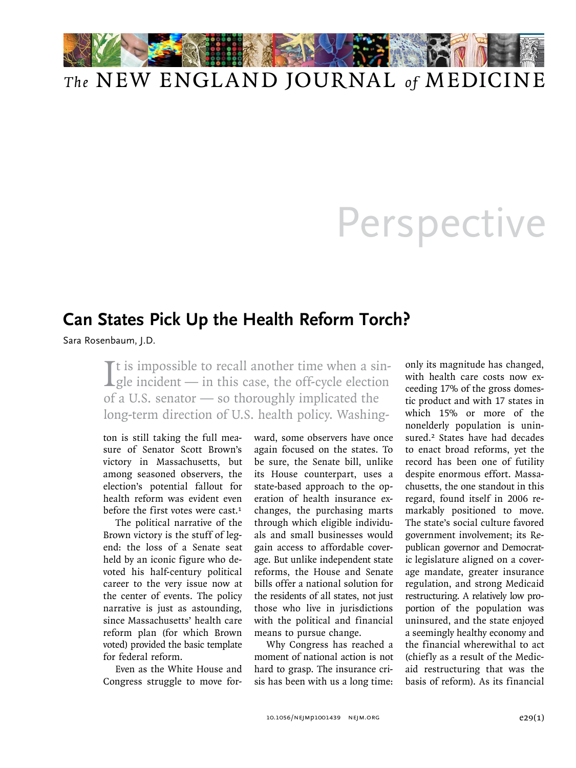# The NEW ENGLAND JOURNAL *of* MEDICINE

# Perspective

## Can States Pick Up the Health Reform Torch?

Sara Rosenbaum, J.D.

It is impossible to recall another time when a single incident — in this case, the off-cycle election of a U.S. senator — so thoroughly implicated the long-term direction of U.S. health policy. Washington is still taking the full measure of Senator Scott Brown's victory in Massachusetts, but among seasoned observers, the election's potential fallout for health reform was evident even before the first votes were cast.[1]

The political narrative of the Brown victory is the stuff of legend: the loss of a Senate seat held by an iconic figure who devoted his half-century political career to the very issue now at the center of events. The policy narrative is just as astounding, since Massachusetts' health care reform plan (for which Brown voted) provided the basic template for federal reform.

Even as the White House and Congress struggle to move forward, some observers have once again focused on the states. To be sure, the Senate bill, unlike its House counterpart, uses a state-based approach to the operation of health insurance exchanges, the purchasing marts through which eligible individuals and small businesses would gain access to affordable coverage. But unlike independent state reforms, the House and Senate bills offer a national solution for the residents of all states, not just those who live in jurisdictions with the political and financial means to pursue change.

Why Congress has reached a moment of national action is not hard to grasp. The insurance crisis has been with us a long time: only its magnitude has changed, with health care costs now exceeding 17% of the gross domestic product and with 17 states in which 15% or more of the nonelderly population is uninsured.[2] States have had decades to enact broad reforms, yet the record has been one of futility despite enormous effort. Massachusetts, the one standout in this regard, found itself in 2006 remarkably positioned to move. The state's social culture favored government involvement; its Republican governor and Democratic legislature aligned on a coverage mandate, greater insurance regulation, and strong Medicaid restructuring. A relatively low proportion of the population was uninsured, and the state enjoyed a seemingly healthy economy and the financial wherewithal to act (chiefly as a result of the Medicaid restructuring that was the basis of reform). As its financial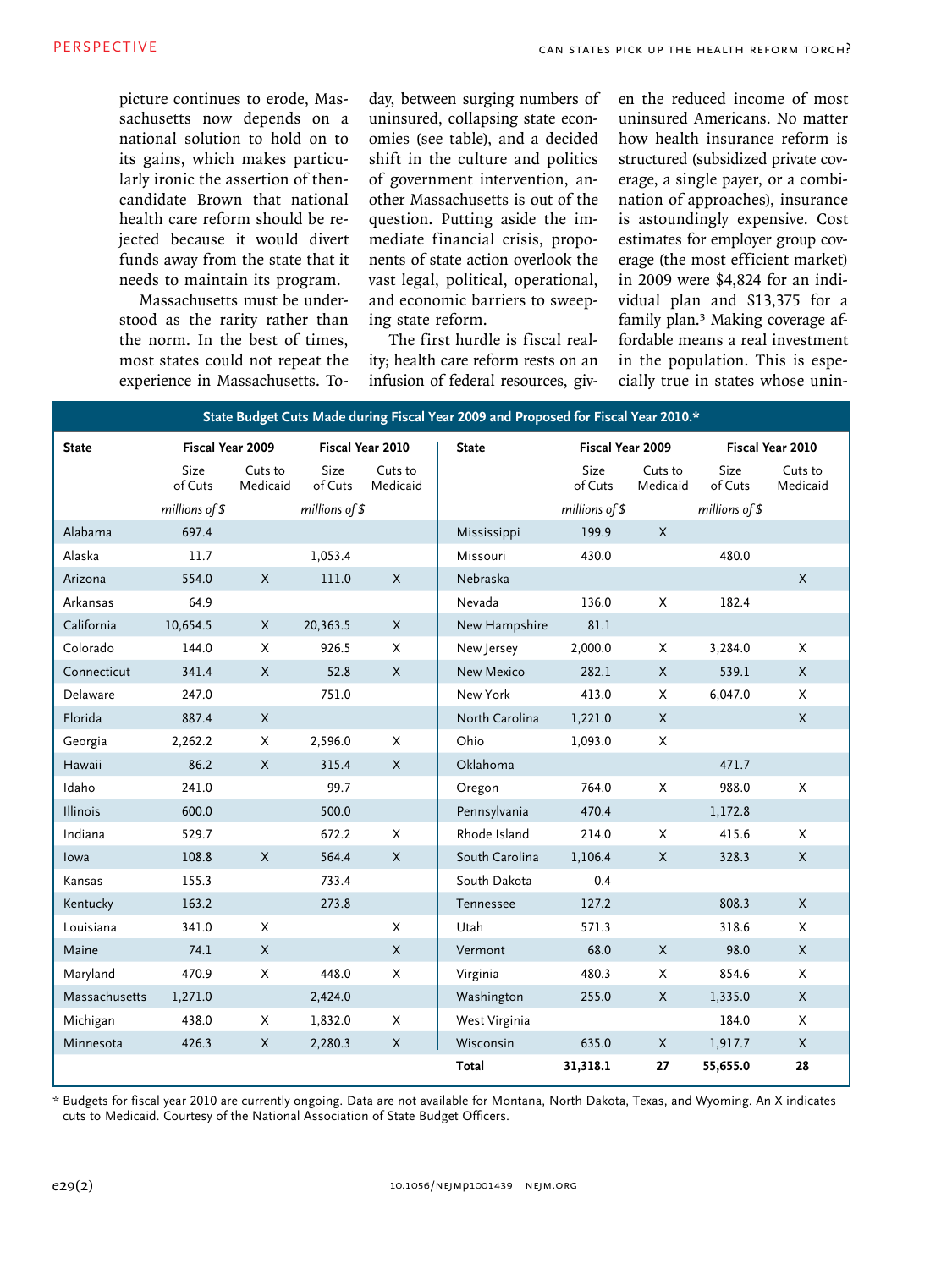picture continues to erode, Massachusetts now depends on a national solution to hold on to its gains, which makes particularly ironic the assertion of then-candidate Brown that national health care reform should be rejected because it would divert funds away from the state that it needs to maintain its program.

Massachusetts must be understood as the rarity rather than the norm. In the best of times, most states could not repeat the experience in Massachusetts. Today, between surging numbers of uninsured, collapsing state economies (see table), and a decided shift in the culture and politics of government intervention, another Massachusetts is out of the question. Putting aside the immediate financial crisis, proponents of state action overlook the vast legal, political, operational, and economic barriers to sweeping state reform.

The first hurdle is fiscal reality; health care reform rests on an infusion of federal resources, given the reduced income of most uninsured Americans. No matter how health insurance reform is structured (subsidized private coverage, a single payer, or a combination of approaches), insurance is astoundingly expensive. Cost estimates for employer group coverage (the most efficient market) in 2009 were $4,824 for an individual plan and $13,375 for a family plan.[3] Making coverage affordable means a real investment in the population. This is especially true in states whose unin-

**State Budget Cuts Made during Fiscal Year 2009 and Proposed for Fiscal Year 2010.***

| State | Fiscal Year 2009 | | Fiscal Year 2010 | | State | Fiscal Year 2009 | | Fiscal Year 2010 | |
|---|---|---|---|---|---|---|---|---|---|
| | Size of Cuts | Cuts to Medicaid | Size of Cuts | Cuts to Medicaid | | Size of Cuts | Cuts to Medicaid | Size of Cuts | Cuts to Medicaid |
| | *millions of $* | | *millions of $* | | | *millions of $* | | *millions of $* | |
| Alabama | 697.4 | | | | Mississippi | 199.9 | X | | |
| Alaska | 11.7 | | 1,053.4 | | Missouri | 430.0 | | 480.0 | |
| Arizona | 554.0 | X | 111.0 | X | Nebraska | | | | X |
| Arkansas | 64.9 | | | | Nevada | 136.0 | X | 182.4 | |
| California | 10,654.5 | X | 20,363.5 | X | New Hampshire | 81.1 | | | |
| Colorado | 144.0 | X | 926.5 | X | New Jersey | 2,000.0 | X | 3,284.0 | X |
| Connecticut | 341.4 | X | 52.8 | X | New Mexico | 282.1 | X | 539.1 | X |
| Delaware | 247.0 | | 751.0 | | New York | 413.0 | X | 6,047.0 | X |
| Florida | 887.4 | X | | | North Carolina | 1,221.0 | X | | X |
| Georgia | 2,262.2 | X | 2,596.0 | X | Ohio | 1,093.0 | X | | |
| Hawaii | 86.2 | X | 315.4 | X | Oklahoma | | | 471.7 | |
| Idaho | 241.0 | | 99.7 | | Oregon | 764.0 | X | 988.0 | X |
| Illinois | 600.0 | | 500.0 | | Pennsylvania | 470.4 | | 1,172.8 | |
| Indiana | 529.7 | | 672.2 | X | Rhode Island | 214.0 | X | 415.6 | X |
| Iowa | 108.8 | X | 564.4 | X | South Carolina | 1,106.4 | X | 328.3 | X |
| Kansas | 155.3 | | 733.4 | | South Dakota | 0.4 | | | |
| Kentucky | 163.2 | | 273.8 | | Tennessee | 127.2 | | 808.3 | X |
| Louisiana | 341.0 | X | | X | Utah | 571.3 | | 318.6 | X |
| Maine | 74.1 | X | | X | Vermont | 68.0 | X | 98.0 | X |
| Maryland | 470.9 | X | 448.0 | X | Virginia | 480.3 | X | 854.6 | X |
| Massachusetts | 1,271.0 | | 2,424.0 | | Washington | 255.0 | X | 1,335.0 | X |
| Michigan | 438.0 | X | 1,832.0 | X | West Virginia | | | 184.0 | X |
| Minnesota | 426.3 | X | 2,280.3 | X | Wisconsin | 635.0 | X | 1,917.7 | X |
| | | | | | **Total** | **31,318.1** | **27** | **55,655.0** | **28** |

\* Budgets for fiscal year 2010 are currently ongoing. Data are not available for Montana, North Dakota, Texas, and Wyoming. An X indicates cuts to Medicaid. Courtesy of the National Association of State Budget Officers.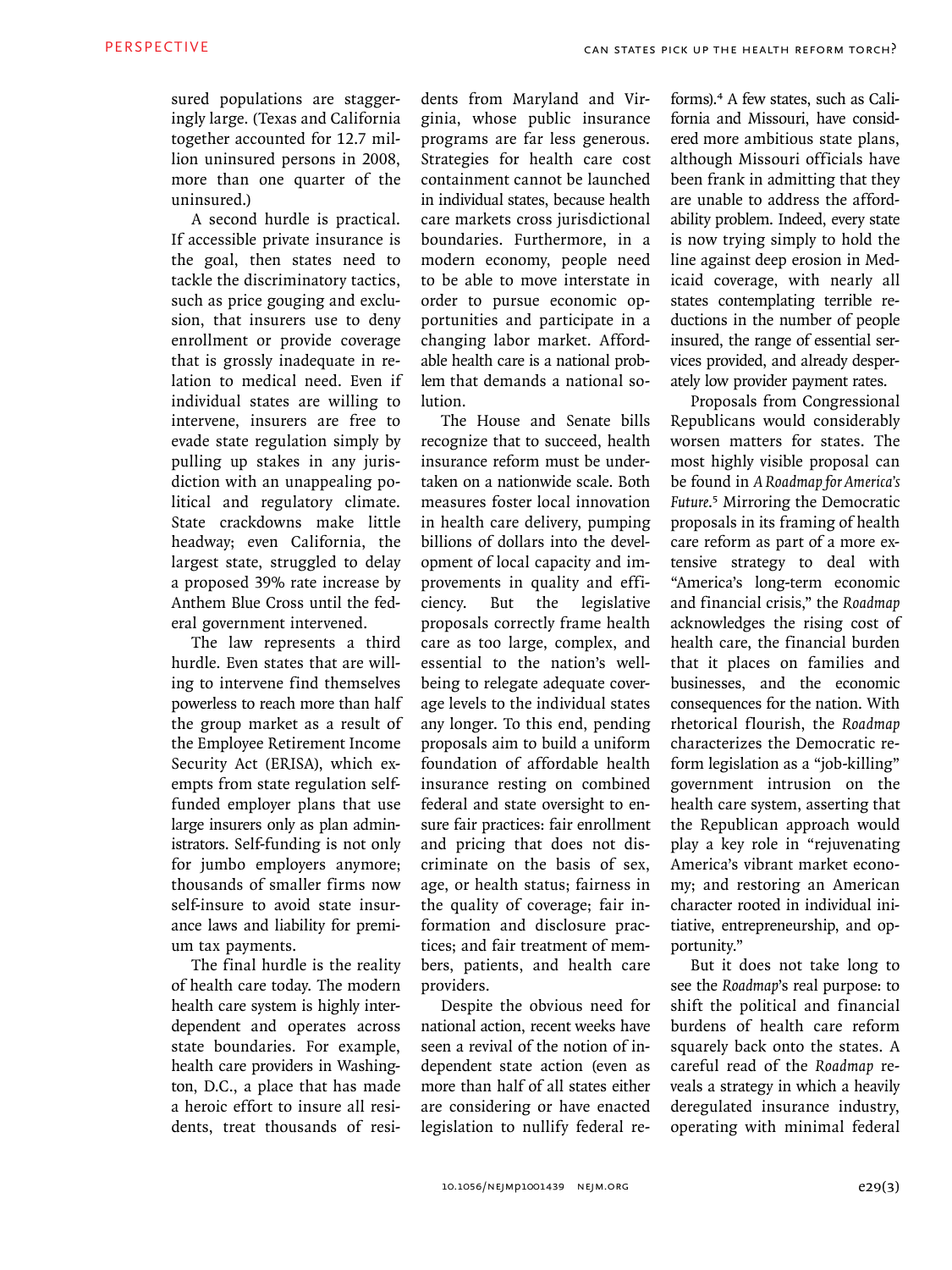sured populations are staggeringly large. (Texas and California together accounted for 12.7 million uninsured persons in 2008, more than one quarter of the uninsured.)

A second hurdle is practical. If accessible private insurance is the goal, then states need to tackle the discriminatory tactics, such as price gouging and exclusion, that insurers use to deny enrollment or provide coverage that is grossly inadequate in relation to medical need. Even if individual states are willing to intervene, insurers are free to evade state regulation simply by pulling up stakes in any jurisdiction with an unappealing political and regulatory climate. State crackdowns make little headway; even California, the largest state, struggled to delay a proposed 39% rate increase by Anthem Blue Cross until the federal government intervened.

The law represents a third hurdle. Even states that are willing to intervene find themselves powerless to reach more than half the group market as a result of the Employee Retirement Income Security Act (ERISA), which exempts from state regulation self-funded employer plans that use large insurers only as plan administrators. Self-funding is not only for jumbo employers anymore; thousands of smaller firms now self-insure to avoid state insurance laws and liability for premium tax payments.

The final hurdle is the reality of health care today. The modern health care system is highly interdependent and operates across state boundaries. For example, health care providers in Washington, D.C., a place that has made a heroic effort to insure all residents, treat thousands of residents from Maryland and Virginia, whose public insurance programs are far less generous. Strategies for health care cost containment cannot be launched in individual states, because health care markets cross jurisdictional boundaries. Furthermore, in a modern economy, people need to be able to move interstate in order to pursue economic opportunities and participate in a changing labor market. Affordable health care is a national problem that demands a national solution.

The House and Senate bills recognize that to succeed, health insurance reform must be undertaken on a nationwide scale. Both measures foster local innovation in health care delivery, pumping billions of dollars into the development of local capacity and improvements in quality and efficiency. But the legislative proposals correctly frame health care as too large, complex, and essential to the nation's well-being to relegate adequate coverage levels to the individual states any longer. To this end, pending proposals aim to build a uniform foundation of affordable health insurance resting on combined federal and state oversight to ensure fair practices: fair enrollment and pricing that does not discriminate on the basis of sex, age, or health status; fairness in the quality of coverage; fair information and disclosure practices; and fair treatment of members, patients, and health care providers.

Despite the obvious need for national action, recent weeks have seen a revival of the notion of independent state action (even as more than half of all states either are considering or have enacted legislation to nullify federal reforms).[4] A few states, such as California and Missouri, have considered more ambitious state plans, although Missouri officials have been frank in admitting that they are unable to address the affordability problem. Indeed, every state is now trying simply to hold the line against deep erosion in Medicaid coverage, with nearly all states contemplating terrible reductions in the number of people insured, the range of essential services provided, and already desperately low provider payment rates.

Proposals from Congressional Republicans would considerably worsen matters for states. The most highly visible proposal can be found in *A Roadmap for America's Future*.[5] Mirroring the Democratic proposals in its framing of health care reform as part of a more extensive strategy to deal with "America's long-term economic and financial crisis," the *Roadmap* acknowledges the rising cost of health care, the financial burden that it places on families and businesses, and the economic consequences for the nation. With rhetorical flourish, the *Roadmap* characterizes the Democratic reform legislation as a "job-killing" government intrusion on the health care system, asserting that the Republican approach would play a key role in "rejuvenating America's vibrant market economy; and restoring an American character rooted in individual initiative, entrepreneurship, and opportunity."

But it does not take long to see the *Roadmap*'s real purpose: to shift the political and financial burdens of health care reform squarely back onto the states. A careful read of the *Roadmap* reveals a strategy in which a heavily deregulated insurance industry, operating with minimal federal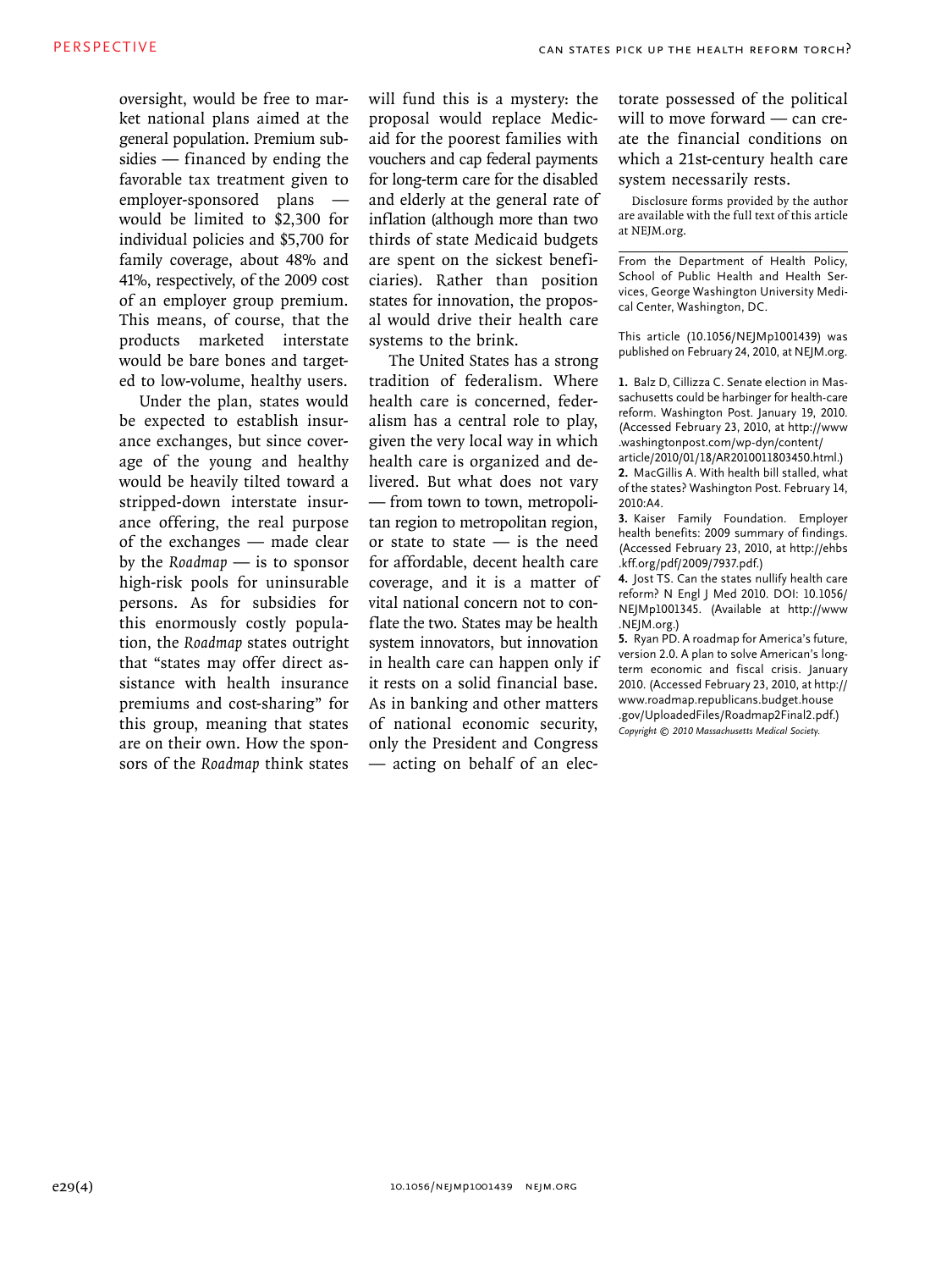oversight, would be free to market national plans aimed at the general population. Premium subsidies — financed by ending the favorable tax treatment given to employer-sponsored plans — would be limited to $2,300 for individual policies and $5,700 for family coverage, about 48% and 41%, respectively, of the 2009 cost of an employer group premium. This means, of course, that the products marketed interstate would be bare bones and targeted to low-volume, healthy users.

Under the plan, states would be expected to establish insurance exchanges, but since coverage of the young and healthy would be heavily tilted toward a stripped-down interstate insurance offering, the real purpose of the exchanges — made clear by the *Roadmap* — is to sponsor high-risk pools for uninsurable persons. As for subsidies for this enormously costly population, the *Roadmap* states outright that "states may offer direct assistance with health insurance premiums and cost-sharing" for this group, meaning that states are on their own. How the sponsors of the *Roadmap* think states will fund this is a mystery: the proposal would replace Medicaid for the poorest families with vouchers and cap federal payments for long-term care for the disabled and elderly at the general rate of inflation (although more than two thirds of state Medicaid budgets are spent on the sickest beneficiaries). Rather than position states for innovation, the proposal would drive their health care systems to the brink.

The United States has a strong tradition of federalism. Where health care is concerned, federalism has a central role to play, given the very local way in which health care is organized and delivered. But what does not vary — from town to town, metropolitan region to metropolitan region, or state to state — is the need for affordable, decent health care coverage, and it is a matter of vital national concern not to conflate the two. States may be health system innovators, but innovation in health care can happen only if it rests on a solid financial base. As in banking and other matters of national economic security, only the President and Congress — acting on behalf of an electorate possessed of the political will to move forward — can create the financial conditions on which a 21st-century health care system necessarily rests.

Disclosure forms provided by the author are available with the full text of this article at NEJM.org.

From the Department of Health Policy, School of Public Health and Health Services, George Washington University Medical Center, Washington, DC.

This article (10.1056/NEJMp1001439) was published on February 24, 2010, at NEJM.org.

1. Balz D, Cillizza C. Senate election in Massachusetts could be harbinger for health-care reform. Washington Post. January 19, 2010. (Accessed February 23, 2010, at http://www.washingtonpost.com/wp-dyn/content/article/2010/01/18/AR2010011803450.html.)
2. MacGillis A. With health bill stalled, what of the states? Washington Post. February 14, 2010:A4.
3. Kaiser Family Foundation. Employer health benefits: 2009 summary of findings. (Accessed February 23, 2010, at http://ehbs.kff.org/pdf/2009/7937.pdf.)
4. Jost TS. Can the states nullify health care reform? N Engl J Med 2010. DOI: 10.1056/NEJMp1001345. (Available at http://www.NEJM.org.)
5. Ryan PD. A roadmap for America's future, version 2.0. A plan to solve American's long-term economic and fiscal crisis. January 2010. (Accessed February 23, 2010, at http://www.roadmap.republicans.budget.house.gov/UploadedFiles/Roadmap2Final2.pdf.)

*Copyright © 2010 Massachusetts Medical Society.*